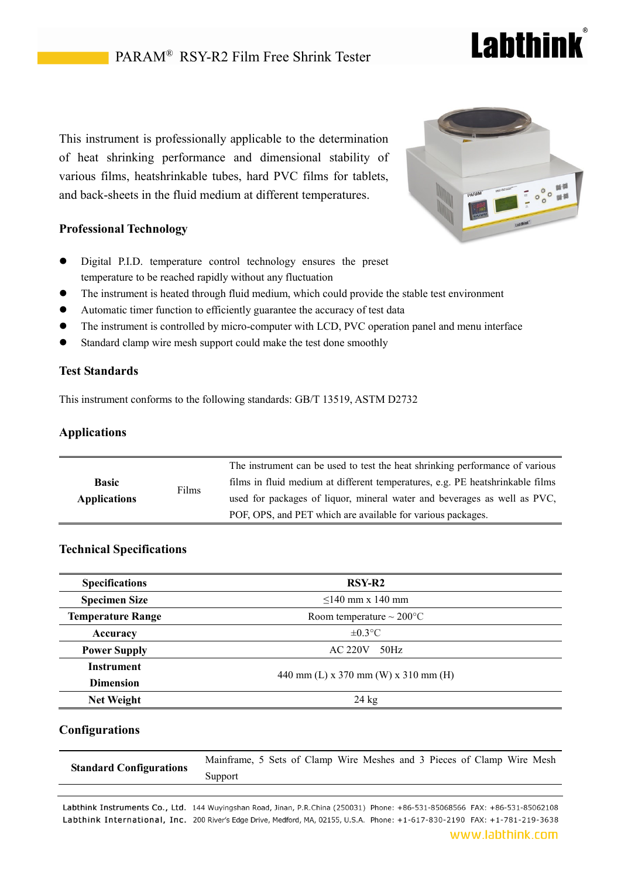# PARAM® RSY-R2 Film Free Shrink Tester

This instrument is professionally applicable to the determination of heat shrinking performance and dimensional stability of various films, heatshrinkable tubes, hard PVC films for tablets, and back-sheets in the fluid medium at different temperatures.

## Professional Technology

- Digital P.I.D. temperature control technology ensures the preset temperature to be reached rapidly without any fluctuation
- The instrument is heated through fluid medium, which could provide the stable test environment
- Automatic timer function to efficiently guarantee the accuracy of test data
- The instrument is controlled by micro-computer with LCD, PVC operation panel and menu interface
- Standard clamp wire mesh support could make the test done smoothly

## Test Standards

This instrument conforms to the following standards: GB/T 13519, ASTM D2732

## Applications

| | | |
|---|---|---|
| **Basic Applications** | Films | The instrument can be used to test the heat shrinking performance of various films in fluid medium at different temperatures, e.g. PE heatshrinkable films used for packages of liquor, mineral water and beverages as well as PVC, POF, OPS, and PET which are available for various packages. |

## Technical Specifications

| **Specifications** | **RSY-R2** |
|---|---|
| **Specimen Size** | ≤140 mm x 140 mm |
| **Temperature Range** | Room temperature ~ 200°C |
| **Accuracy** | ±0.3°C |
| **Power Supply** | AC 220V 50Hz |
| **Instrument Dimension** | 440 mm (L) x 370 mm (W) x 310 mm (H) |
| **Net Weight** | 24 kg |

## Configurations

| | |
|---|---|
| **Standard Configurations** | Mainframe, 5 Sets of Clamp Wire Meshes and 3 Pieces of Clamp Wire Mesh Support |

Labthink Instruments Co., Ltd. 144 Wuyingshan Road, Jinan, P.R.China (250031) Phone: +86-531-85068566 FAX: +86-531-85062108
Labthink International, Inc. 200 River's Edge Drive, Medford, MA, 02155, U.S.A. Phone: +1-617-830-2190 FAX: +1-781-219-3638
www.labthink.com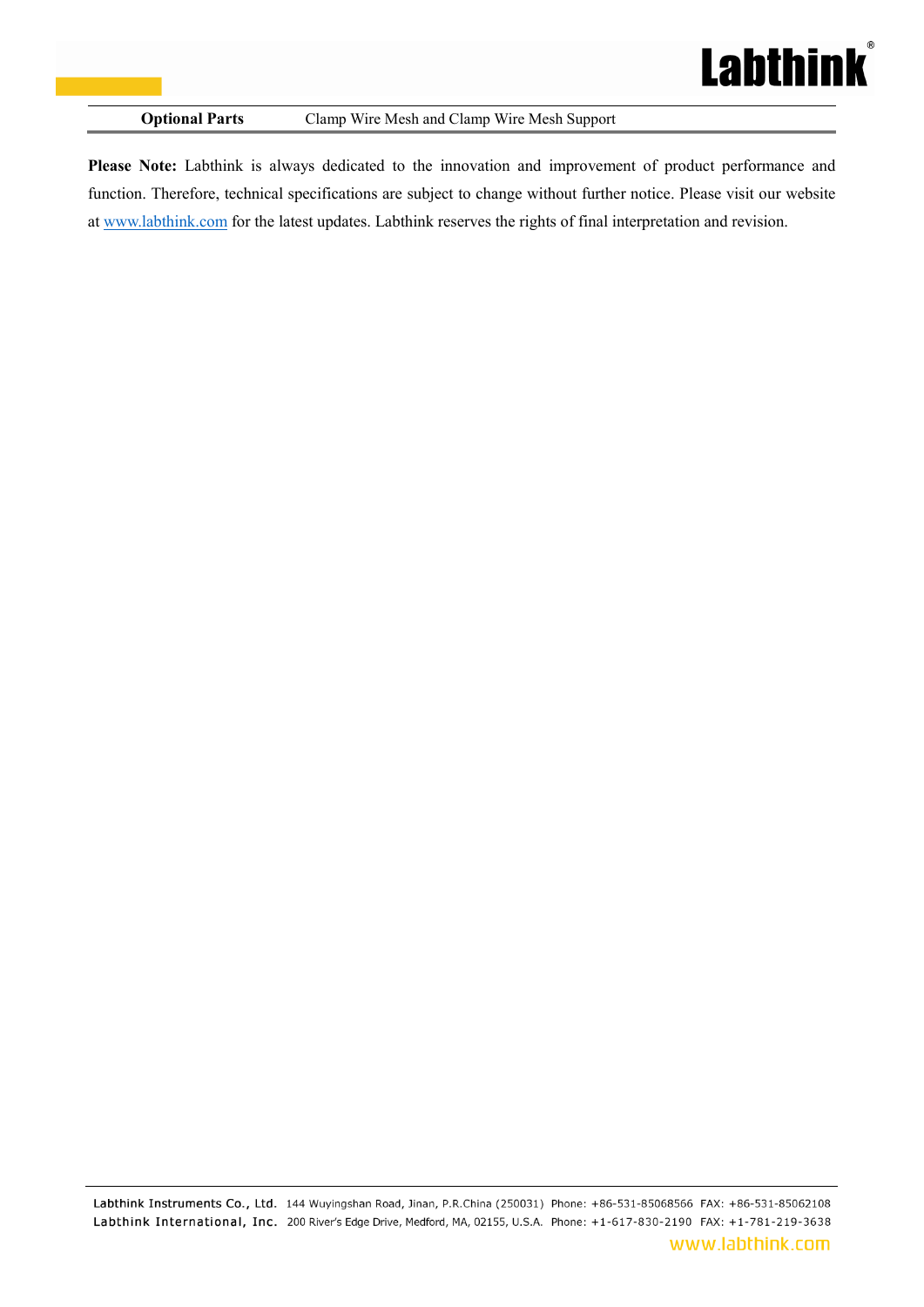| | |
|---|---|
| **Optional Parts** | Clamp Wire Mesh and Clamp Wire Mesh Support |

**Please Note:** Labthink is always dedicated to the innovation and improvement of product performance and function. Therefore, technical specifications are subject to change without further notice. Please visit our website at www.labthink.com for the latest updates. Labthink reserves the rights of final interpretation and revision.